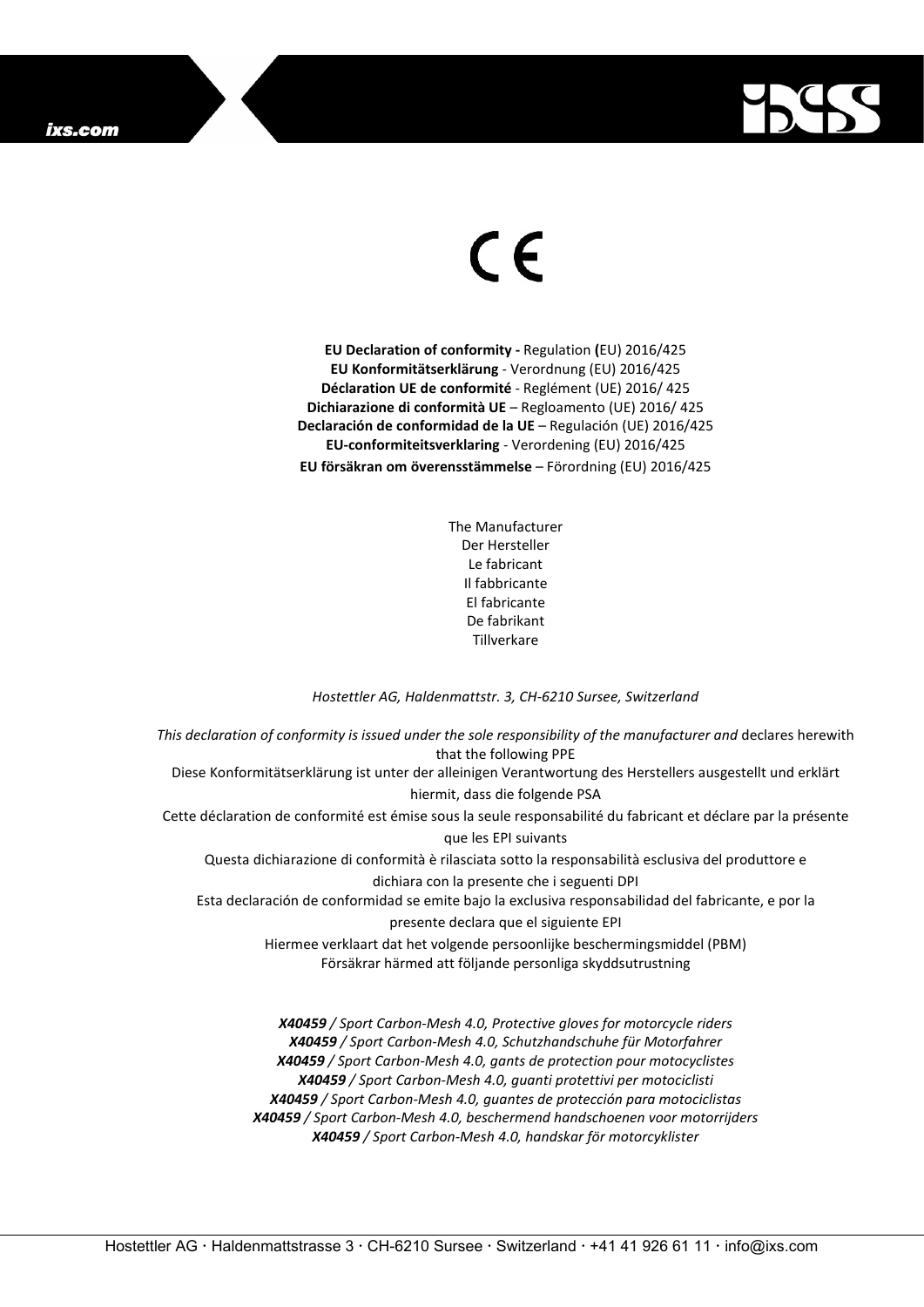CE

**EU Declaration of conformity -** Regulation **(**EU) 2016/425
**EU Konformitätserklärung** - Verordnung (EU) 2016/425
**Déclaration UE de conformité** - Reglément (UE) 2016/ 425
**Dichiarazione di conformità UE** – Regloamento (UE) 2016/ 425
**Declaración de conformidad de la UE** – Regulación (UE) 2016/425
**EU-conformiteitsverklaring** - Verordening (EU) 2016/425
**EU försäkran om överensstämmelse** – Förordning (EU) 2016/425

The Manufacturer
Der Hersteller
Le fabricant
Il fabbricante
El fabricante
De fabrikant
Tillverkare

*Hostettler AG, Haldenmattstr. 3, CH-6210 Sursee, Switzerland*

*This declaration of conformity is issued under the sole responsibility of the manufacturer and* declares herewith that the following PPE
Diese Konformitätserklärung ist unter der alleinigen Verantwortung des Herstellers ausgestellt und erklärt hiermit, dass die folgende PSA
Cette déclaration de conformité est émise sous la seule responsabilité du fabricant et déclare par la présente que les EPI suivants
Questa dichiarazione di conformità è rilasciata sotto la responsabilità esclusiva del produttore e dichiara con la presente che i seguenti DPI
Esta declaración de conformidad se emite bajo la exclusiva responsabilidad del fabricante, e por la presente declara que el siguiente EPI
Hiermee verklaart dat het volgende persoonlijke beschermingsmiddel (PBM)
Försäkrar härmed att följande personliga skyddsutrustning

***X40459** / Sport Carbon-Mesh 4.0, Protective gloves for motorcycle riders*
***X40459** / Sport Carbon-Mesh 4.0, Schutzhandschuhe für Motorfahrer*
***X40459** / Sport Carbon-Mesh 4.0, gants de protection pour motocyclistes*
***X40459** / Sport Carbon-Mesh 4.0, guanti protettivi per motociclisti*
***X40459** / Sport Carbon-Mesh 4.0, guantes de protección para motociclistas*
***X40459** / Sport Carbon-Mesh 4.0, beschermend handschoenen voor motorrijders*
***X40459** / Sport Carbon-Mesh 4.0, handskar för motorcyklister*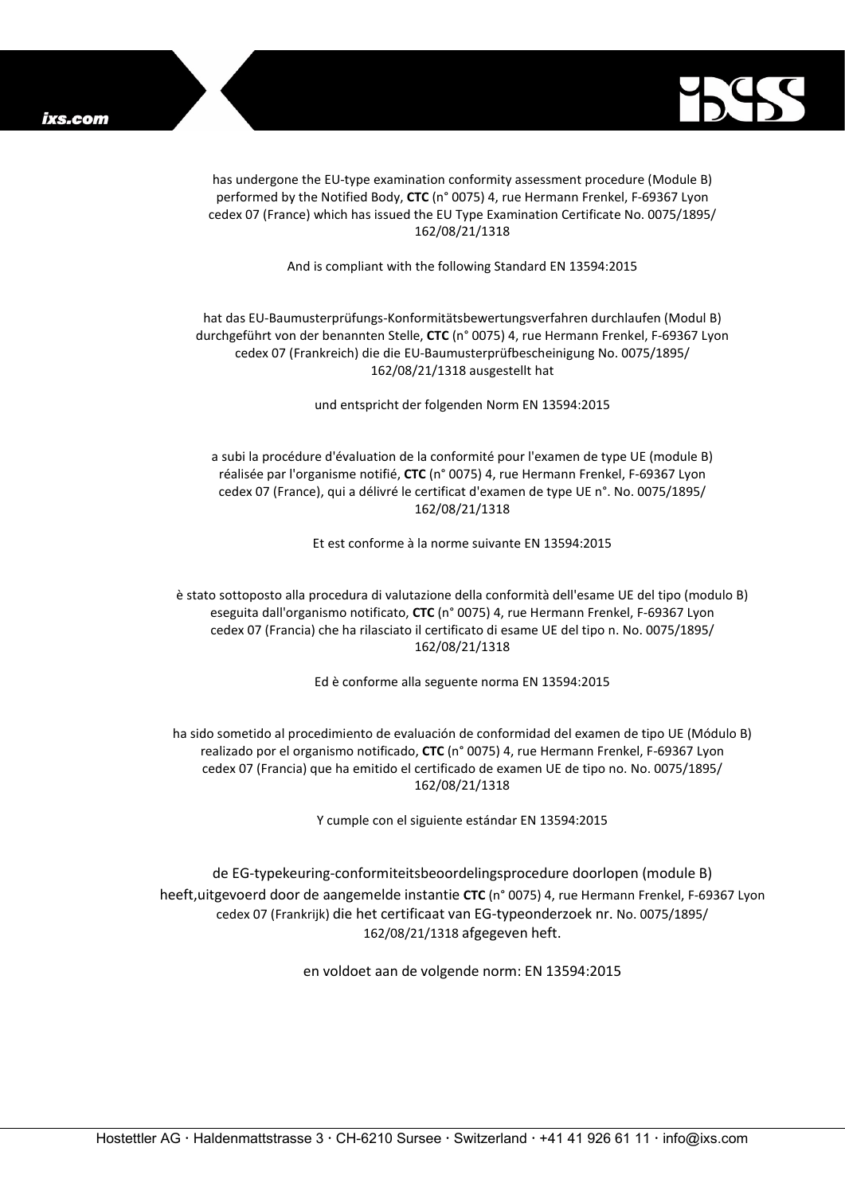has undergone the EU-type examination conformity assessment procedure (Module B) performed by the Notified Body, **CTC** (n° 0075) 4, rue Hermann Frenkel, F-69367 Lyon cedex 07 (France) which has issued the EU Type Examination Certificate No. 0075/1895/ 162/08/21/1318

And is compliant with the following Standard EN 13594:2015

hat das EU-Baumusterprüfungs-Konformitätsbewertungsverfahren durchlaufen (Modul B) durchgeführt von der benannten Stelle, **CTC** (n° 0075) 4, rue Hermann Frenkel, F-69367 Lyon cedex 07 (Frankreich) die die EU-Baumusterprüfbescheinigung No. 0075/1895/ 162/08/21/1318 ausgestellt hat

und entspricht der folgenden Norm EN 13594:2015

a subi la procédure d'évaluation de la conformité pour l'examen de type UE (module B) réalisée par l'organisme notifié, **CTC** (n° 0075) 4, rue Hermann Frenkel, F-69367 Lyon cedex 07 (France), qui a délivré le certificat d'examen de type UE n°. No. 0075/1895/ 162/08/21/1318

Et est conforme à la norme suivante EN 13594:2015

è stato sottoposto alla procedura di valutazione della conformità dell'esame UE del tipo (modulo B) eseguita dall'organismo notificato, **CTC** (n° 0075) 4, rue Hermann Frenkel, F-69367 Lyon cedex 07 (Francia) che ha rilasciato il certificato di esame UE del tipo n. No. 0075/1895/ 162/08/21/1318

Ed è conforme alla seguente norma EN 13594:2015

ha sido sometido al procedimiento de evaluación de conformidad del examen de tipo UE (Módulo B) realizado por el organismo notificado, **CTC** (n° 0075) 4, rue Hermann Frenkel, F-69367 Lyon cedex 07 (Francia) que ha emitido el certificado de examen UE de tipo no. No. 0075/1895/ 162/08/21/1318

Y cumple con el siguiente estándar EN 13594:2015

de EG-typekeuring-conformiteitsbeoordelingsprocedure doorlopen (module B) heeft,uitgevoerd door de aangemelde instantie **CTC** (n° 0075) 4, rue Hermann Frenkel, F-69367 Lyon cedex 07 (Frankrijk) die het certificaat van EG-typeonderzoek nr. No. 0075/1895/ 162/08/21/1318 afgegeven heft.

en voldoet aan de volgende norm: EN 13594:2015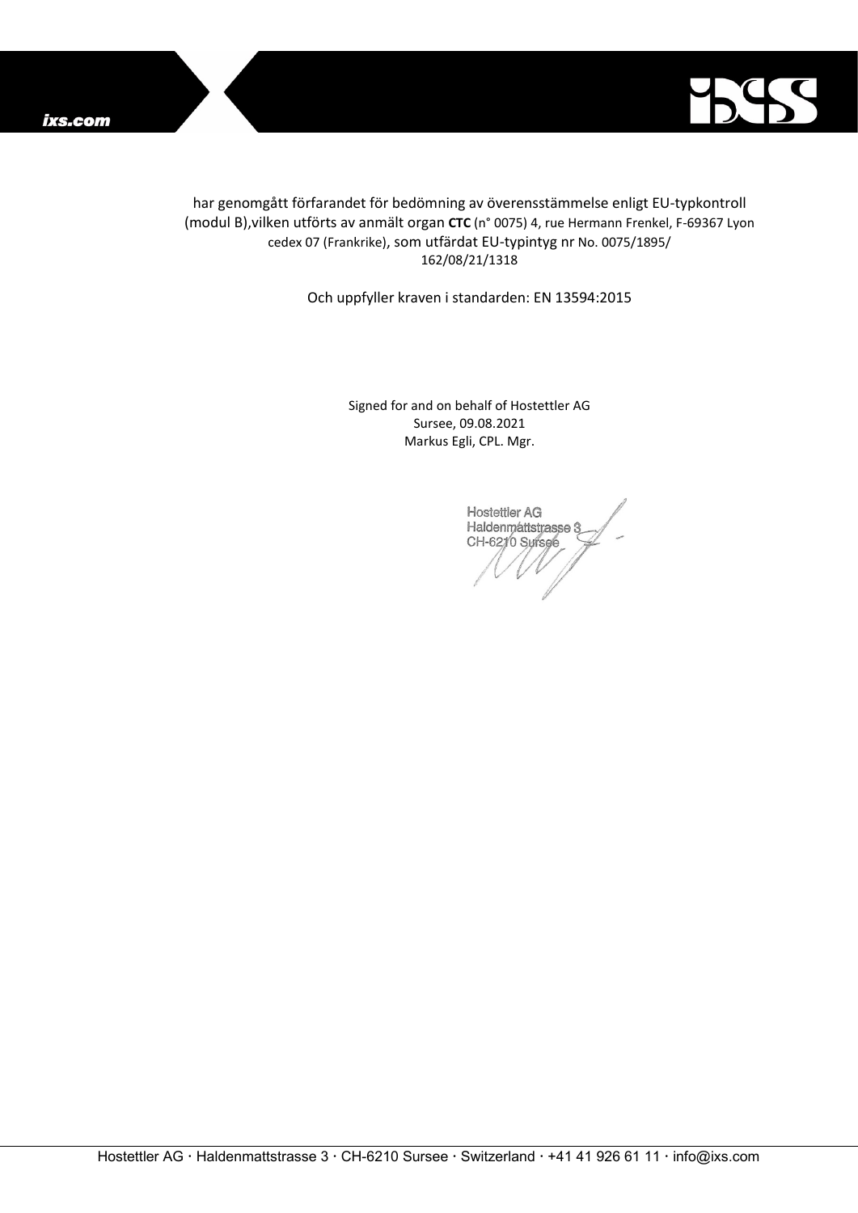har genomgått förfarandet för bedömning av överensstämmelse enligt EU-typkontroll (modul B),vilken utförts av anmält organ **CTC** (n° 0075) 4, rue Hermann Frenkel, F-69367 Lyon cedex 07 (Frankrike), som utfärdat EU-typintyg nr No. 0075/1895/162/08/21/1318

Och uppfyller kraven i standarden: EN 13594:2015

Signed for and on behalf of Hostettler AG
Sursee, 09.08.2021
Markus Egli, CPL. Mgr.

Hostettler AG
Haldenmattstrasse 3
CH-6210 Sursee

Hostettler AG · Haldenmattstrasse 3 · CH-6210 Sursee · Switzerland · +41 41 926 61 11 · info@ixs.com